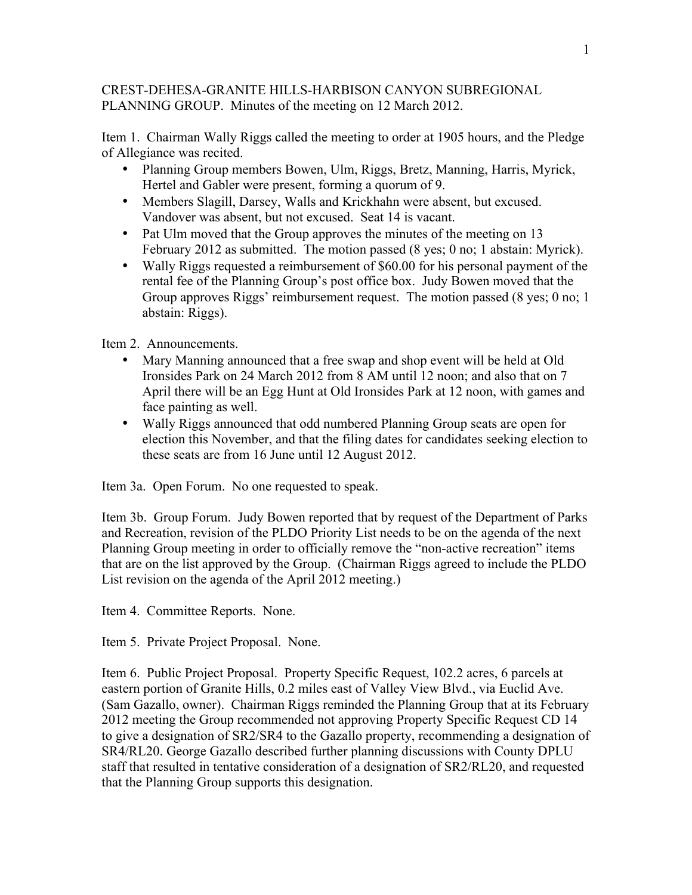CREST-DEHESA-GRANITE HILLS-HARBISON CANYON SUBREGIONAL PLANNING GROUP. Minutes of the meeting on 12 March 2012.

Item 1. Chairman Wally Riggs called the meeting to order at 1905 hours, and the Pledge of Allegiance was recited.

- Planning Group members Bowen, Ulm, Riggs, Bretz, Manning, Harris, Myrick, Hertel and Gabler were present, forming a quorum of 9.
- Members Slagill, Darsey, Walls and Krickhahn were absent, but excused. Vandover was absent, but not excused. Seat 14 is vacant.
- Pat Ulm moved that the Group approves the minutes of the meeting on 13 February 2012 as submitted. The motion passed (8 yes; 0 no; 1 abstain: Myrick).
- Wally Riggs requested a reimbursement of $60.00 for his personal payment of the rental fee of the Planning Group's post office box. Judy Bowen moved that the Group approves Riggs' reimbursement request. The motion passed (8 yes; 0 no; 1 abstain: Riggs).

Item 2. Announcements.

- Mary Manning announced that a free swap and shop event will be held at Old Ironsides Park on 24 March 2012 from 8 AM until 12 noon; and also that on 7 April there will be an Egg Hunt at Old Ironsides Park at 12 noon, with games and face painting as well.
- Wally Riggs announced that odd numbered Planning Group seats are open for election this November, and that the filing dates for candidates seeking election to these seats are from 16 June until 12 August 2012.

Item 3a. Open Forum. No one requested to speak.

Item 3b. Group Forum. Judy Bowen reported that by request of the Department of Parks and Recreation, revision of the PLDO Priority List needs to be on the agenda of the next Planning Group meeting in order to officially remove the "non-active recreation" items that are on the list approved by the Group. (Chairman Riggs agreed to include the PLDO List revision on the agenda of the April 2012 meeting.)

Item 4. Committee Reports. None.

Item 5. Private Project Proposal. None.

Item 6. Public Project Proposal. Property Specific Request, 102.2 acres, 6 parcels at eastern portion of Granite Hills, 0.2 miles east of Valley View Blvd., via Euclid Ave. (Sam Gazallo, owner). Chairman Riggs reminded the Planning Group that at its February 2012 meeting the Group recommended not approving Property Specific Request CD 14 to give a designation of SR2/SR4 to the Gazallo property, recommending a designation of SR4/RL20. George Gazallo described further planning discussions with County DPLU staff that resulted in tentative consideration of a designation of SR2/RL20, and requested that the Planning Group supports this designation.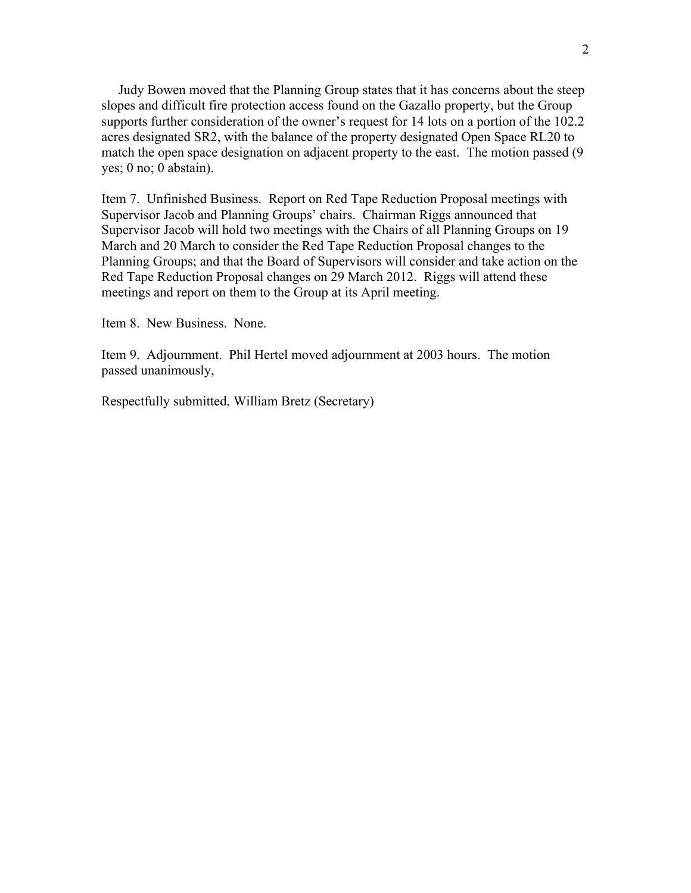Judy Bowen moved that the Planning Group states that it has concerns about the steep slopes and difficult fire protection access found on the Gazallo property, but the Group supports further consideration of the owner's request for 14 lots on a portion of the 102.2 acres designated SR2, with the balance of the property designated Open Space RL20 to match the open space designation on adjacent property to the east. The motion passed (9 yes; 0 no; 0 abstain).

Item 7. Unfinished Business. Report on Red Tape Reduction Proposal meetings with Supervisor Jacob and Planning Groups' chairs. Chairman Riggs announced that Supervisor Jacob will hold two meetings with the Chairs of all Planning Groups on 19 March and 20 March to consider the Red Tape Reduction Proposal changes to the Planning Groups; and that the Board of Supervisors will consider and take action on the Red Tape Reduction Proposal changes on 29 March 2012. Riggs will attend these meetings and report on them to the Group at its April meeting.

Item 8. New Business. None.

Item 9. Adjournment. Phil Hertel moved adjournment at 2003 hours. The motion passed unanimously,

Respectfully submitted, William Bretz (Secretary)